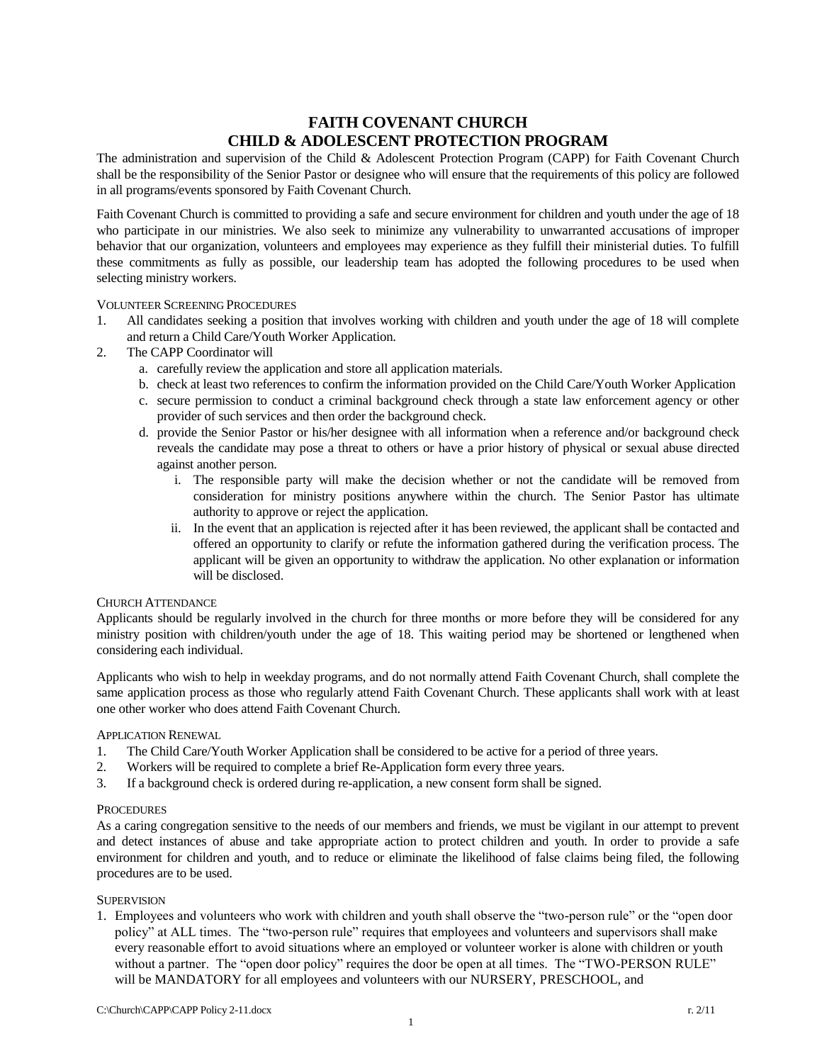# FAITH COVENANT CHURCH
# CHILD & ADOLESCENT PROTECTION PROGRAM

The administration and supervision of the Child & Adolescent Protection Program (CAPP) for Faith Covenant Church shall be the responsibility of the Senior Pastor or designee who will ensure that the requirements of this policy are followed in all programs/events sponsored by Faith Covenant Church.

Faith Covenant Church is committed to providing a safe and secure environment for children and youth under the age of 18 who participate in our ministries. We also seek to minimize any vulnerability to unwarranted accusations of improper behavior that our organization, volunteers and employees may experience as they fulfill their ministerial duties. To fulfill these commitments as fully as possible, our leadership team has adopted the following procedures to be used when selecting ministry workers.

## VOLUNTEER SCREENING PROCEDURES

1. All candidates seeking a position that involves working with children and youth under the age of 18 will complete and return a Child Care/Youth Worker Application.
2. The CAPP Coordinator will
   a. carefully review the application and store all application materials.
   b. check at least two references to confirm the information provided on the Child Care/Youth Worker Application
   c. secure permission to conduct a criminal background check through a state law enforcement agency or other provider of such services and then order the background check.
   d. provide the Senior Pastor or his/her designee with all information when a reference and/or background check reveals the candidate may pose a threat to others or have a prior history of physical or sexual abuse directed against another person.
      i. The responsible party will make the decision whether or not the candidate will be removed from consideration for ministry positions anywhere within the church. The Senior Pastor has ultimate authority to approve or reject the application.
      ii. In the event that an application is rejected after it has been reviewed, the applicant shall be contacted and offered an opportunity to clarify or refute the information gathered during the verification process. The applicant will be given an opportunity to withdraw the application. No other explanation or information will be disclosed.

## CHURCH ATTENDANCE

Applicants should be regularly involved in the church for three months or more before they will be considered for any ministry position with children/youth under the age of 18. This waiting period may be shortened or lengthened when considering each individual.

Applicants who wish to help in weekday programs, and do not normally attend Faith Covenant Church, shall complete the same application process as those who regularly attend Faith Covenant Church. These applicants shall work with at least one other worker who does attend Faith Covenant Church.

## APPLICATION RENEWAL

1. The Child Care/Youth Worker Application shall be considered to be active for a period of three years.
2. Workers will be required to complete a brief Re-Application form every three years.
3. If a background check is ordered during re-application, a new consent form shall be signed.

## PROCEDURES

As a caring congregation sensitive to the needs of our members and friends, we must be vigilant in our attempt to prevent and detect instances of abuse and take appropriate action to protect children and youth. In order to provide a safe environment for children and youth, and to reduce or eliminate the likelihood of false claims being filed, the following procedures are to be used.

## SUPERVISION

1. Employees and volunteers who work with children and youth shall observe the "two-person rule" or the "open door policy" at ALL times. The "two-person rule" requires that employees and volunteers and supervisors shall make every reasonable effort to avoid situations where an employed or volunteer worker is alone with children or youth without a partner. The "open door policy" requires the door be open at all times. The "TWO-PERSON RULE" will be MANDATORY for all employees and volunteers with our NURSERY, PRESCHOOL, and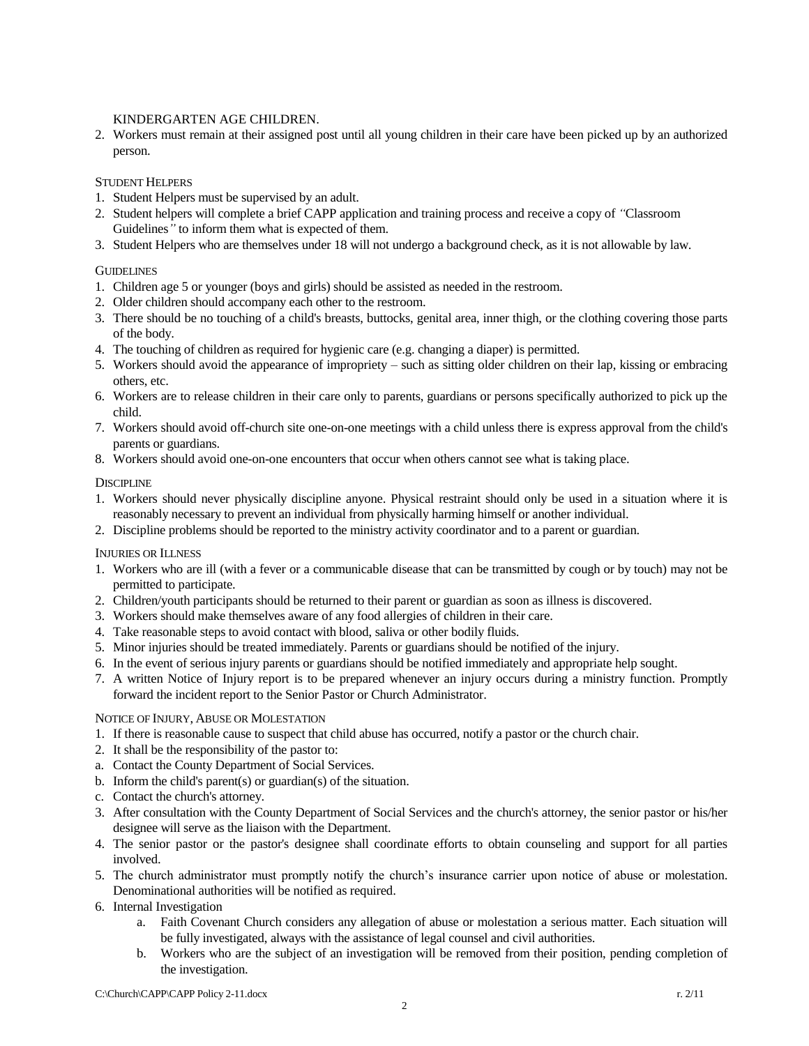KINDERGARTEN AGE CHILDREN.

2. Workers must remain at their assigned post until all young children in their care have been picked up by an authorized person.

### Student Helpers

1. Student Helpers must be supervised by an adult.
2. Student helpers will complete a brief CAPP application and training process and receive a copy of *"Classroom Guidelines"* to inform them what is expected of them.
3. Student Helpers who are themselves under 18 will not undergo a background check, as it is not allowable by law.

### Guidelines

1. Children age 5 or younger (boys and girls) should be assisted as needed in the restroom.
2. Older children should accompany each other to the restroom.
3. There should be no touching of a child's breasts, buttocks, genital area, inner thigh, or the clothing covering those parts of the body.
4. The touching of children as required for hygienic care (e.g. changing a diaper) is permitted.
5. Workers should avoid the appearance of impropriety – such as sitting older children on their lap, kissing or embracing others, etc.
6. Workers are to release children in their care only to parents, guardians or persons specifically authorized to pick up the child.
7. Workers should avoid off-church site one-on-one meetings with a child unless there is express approval from the child's parents or guardians.
8. Workers should avoid one-on-one encounters that occur when others cannot see what is taking place.

### Discipline

1. Workers should never physically discipline anyone. Physical restraint should only be used in a situation where it is reasonably necessary to prevent an individual from physically harming himself or another individual.
2. Discipline problems should be reported to the ministry activity coordinator and to a parent or guardian.

### Injuries or Illness

1. Workers who are ill (with a fever or a communicable disease that can be transmitted by cough or by touch) may not be permitted to participate.
2. Children/youth participants should be returned to their parent or guardian as soon as illness is discovered.
3. Workers should make themselves aware of any food allergies of children in their care.
4. Take reasonable steps to avoid contact with blood, saliva or other bodily fluids.
5. Minor injuries should be treated immediately. Parents or guardians should be notified of the injury.
6. In the event of serious injury parents or guardians should be notified immediately and appropriate help sought.
7. A written Notice of Injury report is to be prepared whenever an injury occurs during a ministry function. Promptly forward the incident report to the Senior Pastor or Church Administrator.

### Notice of Injury, Abuse or Molestation

1. If there is reasonable cause to suspect that child abuse has occurred, notify a pastor or the church chair.
2. It shall be the responsibility of the pastor to:
   a. Contact the County Department of Social Services.
   b. Inform the child's parent(s) or guardian(s) of the situation.
   c. Contact the church's attorney.
3. After consultation with the County Department of Social Services and the church's attorney, the senior pastor or his/her designee will serve as the liaison with the Department.
4. The senior pastor or the pastor's designee shall coordinate efforts to obtain counseling and support for all parties involved.
5. The church administrator must promptly notify the church's insurance carrier upon notice of abuse or molestation. Denominational authorities will be notified as required.
6. Internal Investigation
   a. Faith Covenant Church considers any allegation of abuse or molestation a serious matter. Each situation will be fully investigated, always with the assistance of legal counsel and civil authorities.
   b. Workers who are the subject of an investigation will be removed from their position, pending completion of the investigation.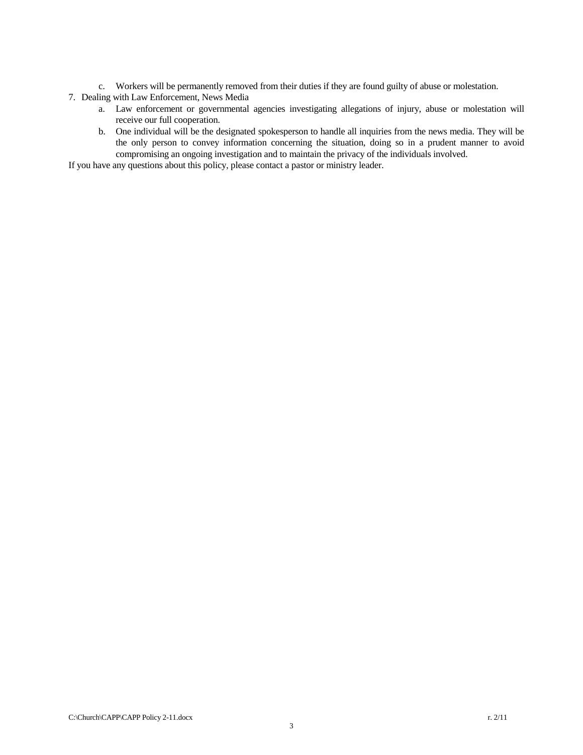c. Workers will be permanently removed from their duties if they are found guilty of abuse or molestation.

7. Dealing with Law Enforcement, News Media
   a. Law enforcement or governmental agencies investigating allegations of injury, abuse or molestation will receive our full cooperation.
   b. One individual will be the designated spokesperson to handle all inquiries from the news media. They will be the only person to convey information concerning the situation, doing so in a prudent manner to avoid compromising an ongoing investigation and to maintain the privacy of the individuals involved.

If you have any questions about this policy, please contact a pastor or ministry leader.